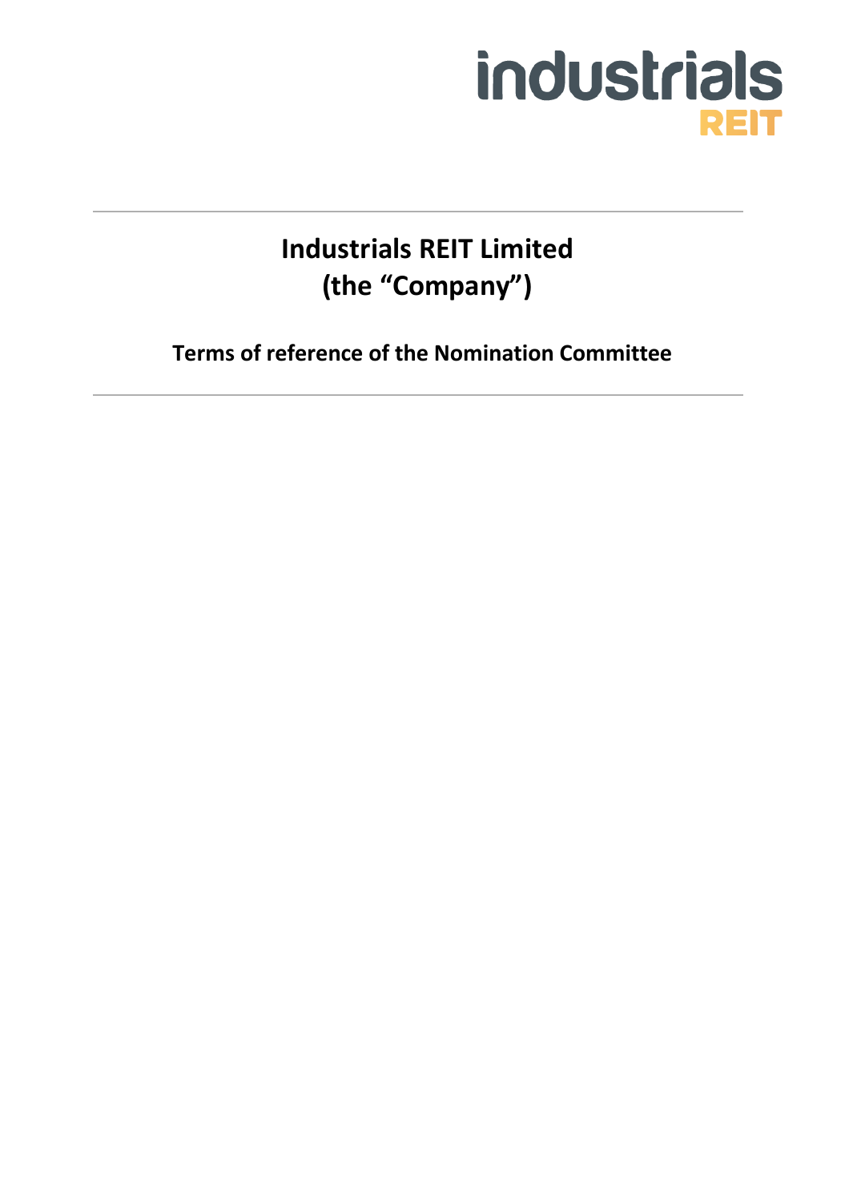# Industrials REIT Limited
# (the "Company")

## Terms of reference of the Nomination Committee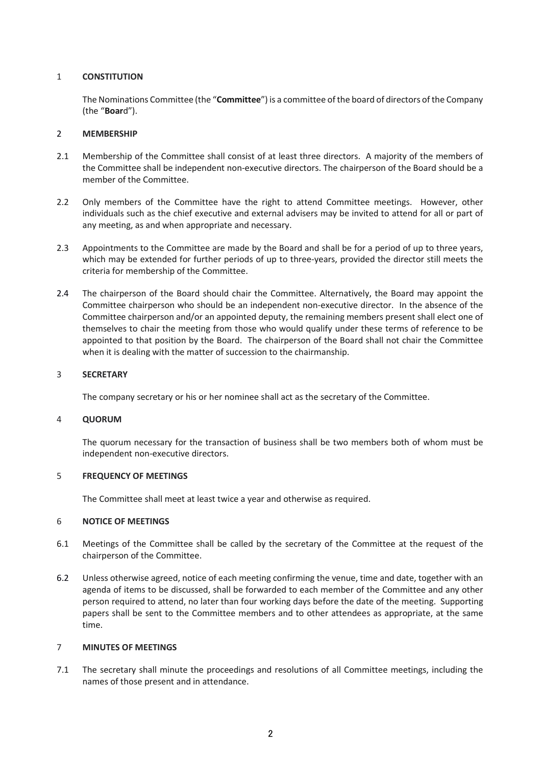## 1 CONSTITUTION

The Nominations Committee (the "**Committee**") is a committee of the board of directors of the Company (the "**Boar**d").

## 2 MEMBERSHIP

2.1 Membership of the Committee shall consist of at least three directors. A majority of the members of the Committee shall be independent non-executive directors. The chairperson of the Board should be a member of the Committee.

2.2 Only members of the Committee have the right to attend Committee meetings. However, other individuals such as the chief executive and external advisers may be invited to attend for all or part of any meeting, as and when appropriate and necessary.

2.3 Appointments to the Committee are made by the Board and shall be for a period of up to three years, which may be extended for further periods of up to three-years, provided the director still meets the criteria for membership of the Committee.

2.4 The chairperson of the Board should chair the Committee. Alternatively, the Board may appoint the Committee chairperson who should be an independent non-executive director. In the absence of the Committee chairperson and/or an appointed deputy, the remaining members present shall elect one of themselves to chair the meeting from those who would qualify under these terms of reference to be appointed to that position by the Board. The chairperson of the Board shall not chair the Committee when it is dealing with the matter of succession to the chairmanship.

## 3 SECRETARY

The company secretary or his or her nominee shall act as the secretary of the Committee.

## 4 QUORUM

The quorum necessary for the transaction of business shall be two members both of whom must be independent non-executive directors.

## 5 FREQUENCY OF MEETINGS

The Committee shall meet at least twice a year and otherwise as required.

## 6 NOTICE OF MEETINGS

6.1 Meetings of the Committee shall be called by the secretary of the Committee at the request of the chairperson of the Committee.

6.2 Unless otherwise agreed, notice of each meeting confirming the venue, time and date, together with an agenda of items to be discussed, shall be forwarded to each member of the Committee and any other person required to attend, no later than four working days before the date of the meeting. Supporting papers shall be sent to the Committee members and to other attendees as appropriate, at the same time.

## 7 MINUTES OF MEETINGS

7.1 The secretary shall minute the proceedings and resolutions of all Committee meetings, including the names of those present and in attendance.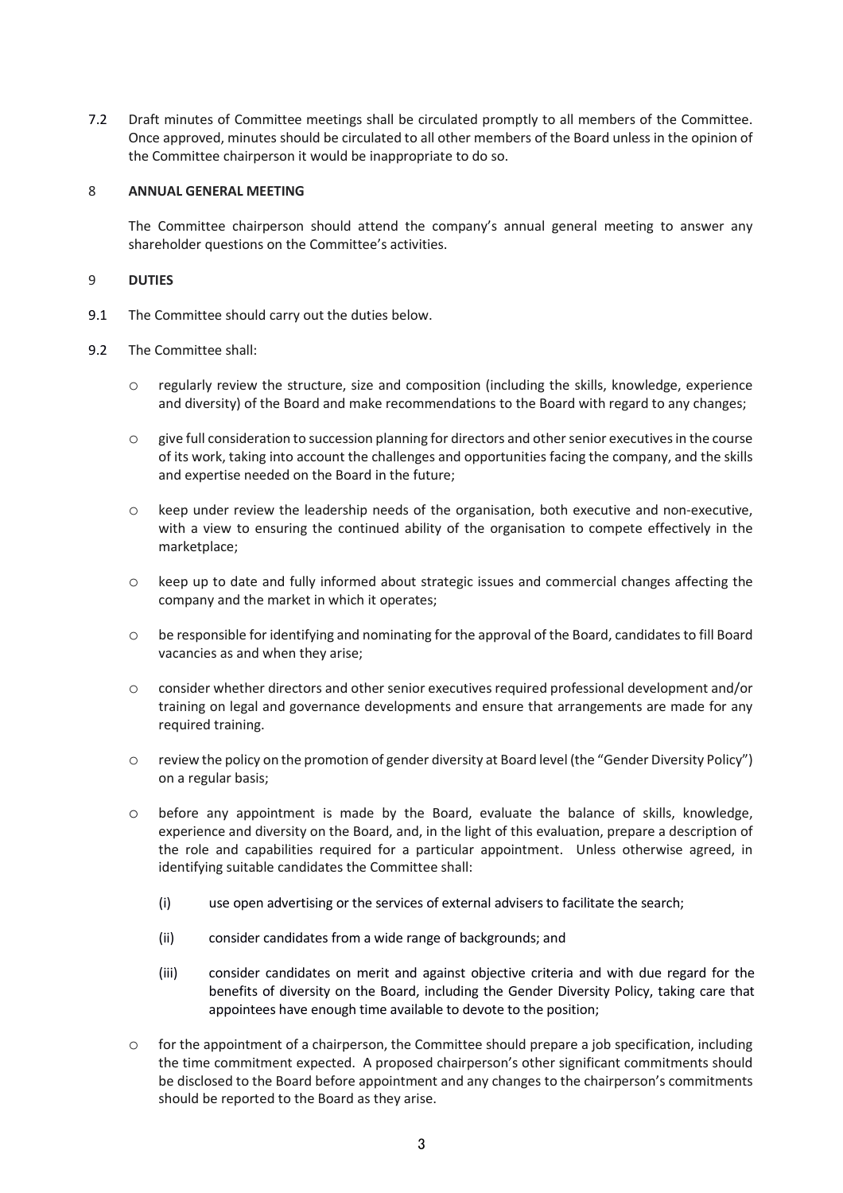7.2 Draft minutes of Committee meetings shall be circulated promptly to all members of the Committee. Once approved, minutes should be circulated to all other members of the Board unless in the opinion of the Committee chairperson it would be inappropriate to do so.

## 8 ANNUAL GENERAL MEETING

The Committee chairperson should attend the company's annual general meeting to answer any shareholder questions on the Committee's activities.

## 9 DUTIES

9.1 The Committee should carry out the duties below.

9.2 The Committee shall:

- regularly review the structure, size and composition (including the skills, knowledge, experience and diversity) of the Board and make recommendations to the Board with regard to any changes;
- give full consideration to succession planning for directors and other senior executives in the course of its work, taking into account the challenges and opportunities facing the company, and the skills and expertise needed on the Board in the future;
- keep under review the leadership needs of the organisation, both executive and non-executive, with a view to ensuring the continued ability of the organisation to compete effectively in the marketplace;
- keep up to date and fully informed about strategic issues and commercial changes affecting the company and the market in which it operates;
- be responsible for identifying and nominating for the approval of the Board, candidates to fill Board vacancies as and when they arise;
- consider whether directors and other senior executives required professional development and/or training on legal and governance developments and ensure that arrangements are made for any required training.
- review the policy on the promotion of gender diversity at Board level (the "Gender Diversity Policy") on a regular basis;
- before any appointment is made by the Board, evaluate the balance of skills, knowledge, experience and diversity on the Board, and, in the light of this evaluation, prepare a description of the role and capabilities required for a particular appointment. Unless otherwise agreed, in identifying suitable candidates the Committee shall:
  - (i) use open advertising or the services of external advisers to facilitate the search;
  - (ii) consider candidates from a wide range of backgrounds; and
  - (iii) consider candidates on merit and against objective criteria and with due regard for the benefits of diversity on the Board, including the Gender Diversity Policy, taking care that appointees have enough time available to devote to the position;
- for the appointment of a chairperson, the Committee should prepare a job specification, including the time commitment expected. A proposed chairperson's other significant commitments should be disclosed to the Board before appointment and any changes to the chairperson's commitments should be reported to the Board as they arise.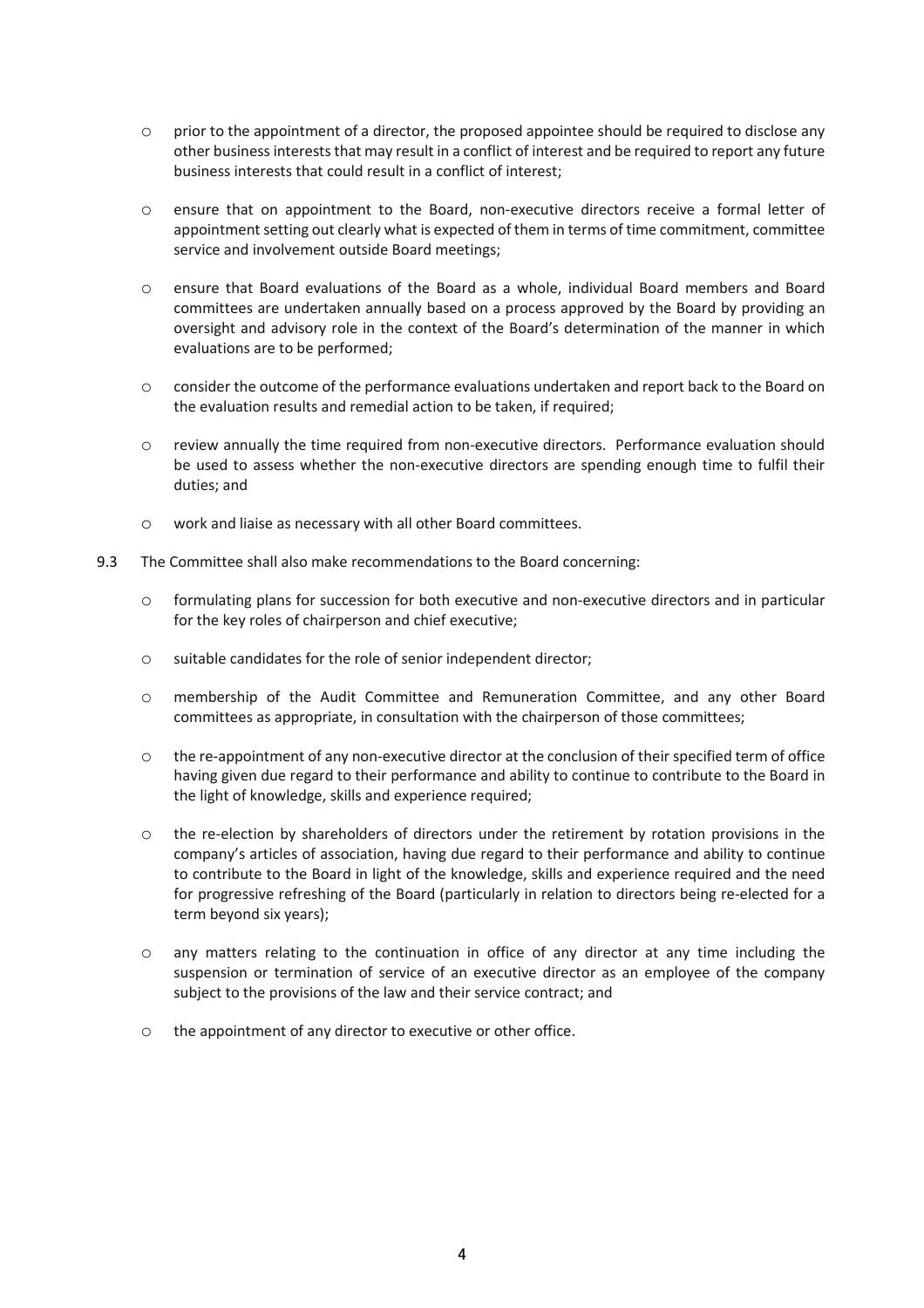- prior to the appointment of a director, the proposed appointee should be required to disclose any other business interests that may result in a conflict of interest and be required to report any future business interests that could result in a conflict of interest;
- ensure that on appointment to the Board, non-executive directors receive a formal letter of appointment setting out clearly what is expected of them in terms of time commitment, committee service and involvement outside Board meetings;
- ensure that Board evaluations of the Board as a whole, individual Board members and Board committees are undertaken annually based on a process approved by the Board by providing an oversight and advisory role in the context of the Board's determination of the manner in which evaluations are to be performed;
- consider the outcome of the performance evaluations undertaken and report back to the Board on the evaluation results and remedial action to be taken, if required;
- review annually the time required from non-executive directors. Performance evaluation should be used to assess whether the non-executive directors are spending enough time to fulfil their duties; and
- work and liaise as necessary with all other Board committees.

9.3 The Committee shall also make recommendations to the Board concerning:

- formulating plans for succession for both executive and non-executive directors and in particular for the key roles of chairperson and chief executive;
- suitable candidates for the role of senior independent director;
- membership of the Audit Committee and Remuneration Committee, and any other Board committees as appropriate, in consultation with the chairperson of those committees;
- the re-appointment of any non-executive director at the conclusion of their specified term of office having given due regard to their performance and ability to continue to contribute to the Board in the light of knowledge, skills and experience required;
- the re-election by shareholders of directors under the retirement by rotation provisions in the company's articles of association, having due regard to their performance and ability to continue to contribute to the Board in light of the knowledge, skills and experience required and the need for progressive refreshing of the Board (particularly in relation to directors being re-elected for a term beyond six years);
- any matters relating to the continuation in office of any director at any time including the suspension or termination of service of an executive director as an employee of the company subject to the provisions of the law and their service contract; and
- the appointment of any director to executive or other office.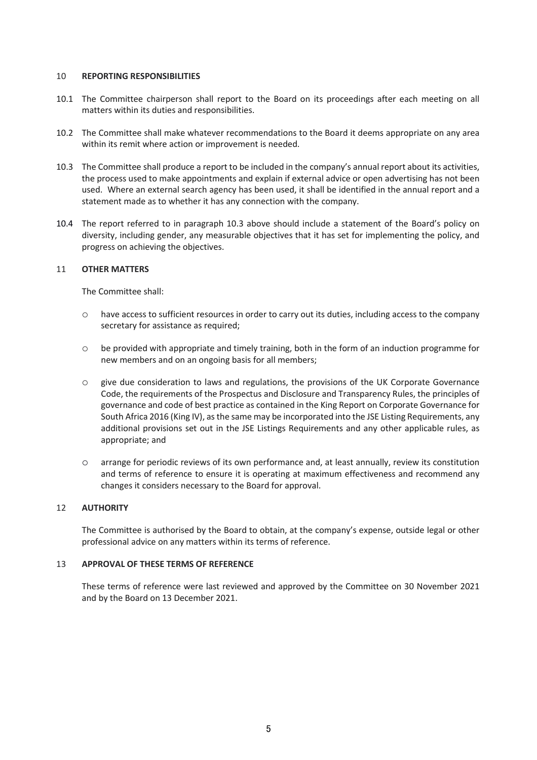## 10 REPORTING RESPONSIBILITIES

10.1 The Committee chairperson shall report to the Board on its proceedings after each meeting on all matters within its duties and responsibilities.

10.2 The Committee shall make whatever recommendations to the Board it deems appropriate on any area within its remit where action or improvement is needed.

10.3 The Committee shall produce a report to be included in the company's annual report about its activities, the process used to make appointments and explain if external advice or open advertising has not been used. Where an external search agency has been used, it shall be identified in the annual report and a statement made as to whether it has any connection with the company.

10.4 The report referred to in paragraph 10.3 above should include a statement of the Board's policy on diversity, including gender, any measurable objectives that it has set for implementing the policy, and progress on achieving the objectives.

## 11 OTHER MATTERS

The Committee shall:

- have access to sufficient resources in order to carry out its duties, including access to the company secretary for assistance as required;
- be provided with appropriate and timely training, both in the form of an induction programme for new members and on an ongoing basis for all members;
- give due consideration to laws and regulations, the provisions of the UK Corporate Governance Code, the requirements of the Prospectus and Disclosure and Transparency Rules, the principles of governance and code of best practice as contained in the King Report on Corporate Governance for South Africa 2016 (King IV), as the same may be incorporated into the JSE Listing Requirements, any additional provisions set out in the JSE Listings Requirements and any other applicable rules, as appropriate; and
- arrange for periodic reviews of its own performance and, at least annually, review its constitution and terms of reference to ensure it is operating at maximum effectiveness and recommend any changes it considers necessary to the Board for approval.

## 12 AUTHORITY

The Committee is authorised by the Board to obtain, at the company's expense, outside legal or other professional advice on any matters within its terms of reference.

## 13 APPROVAL OF THESE TERMS OF REFERENCE

These terms of reference were last reviewed and approved by the Committee on 30 November 2021 and by the Board on 13 December 2021.